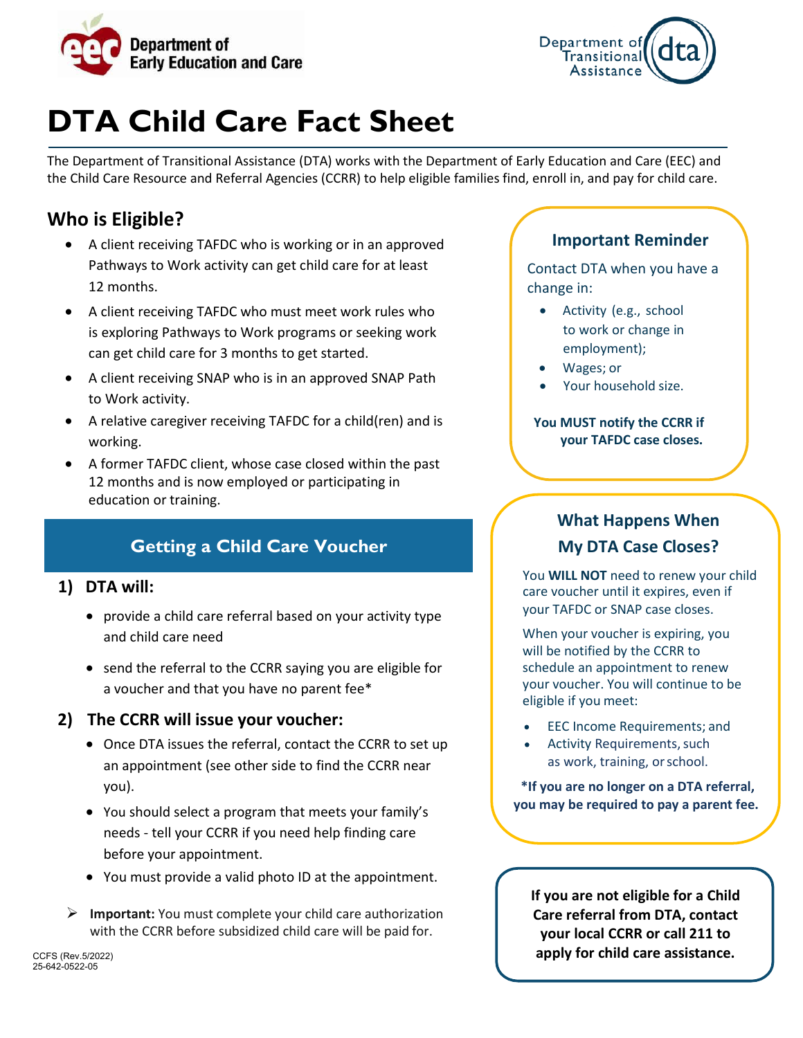Department of Early Education and Care

Department of Transitional Assistance

# DTA Child Care Fact Sheet

The Department of Transitional Assistance (DTA) works with the Department of Early Education and Care (EEC) and the Child Care Resource and Referral Agencies (CCRR) to help eligible families find, enroll in, and pay for child care.

## Who is Eligible?

- A client receiving TAFDC who is working or in an approved Pathways to Work activity can get child care for at least 12 months.
- A client receiving TAFDC who must meet work rules who is exploring Pathways to Work programs or seeking work can get child care for 3 months to get started.
- A client receiving SNAP who is in an approved SNAP Path to Work activity.
- A relative caregiver receiving TAFDC for a child(ren) and is working.
- A former TAFDC client, whose case closed within the past 12 months and is now employed or participating in education or training.

## Getting a Child Care Voucher

### 1) DTA will:

- provide a child care referral based on your activity type and child care need
- send the referral to the CCRR saying you are eligible for a voucher and that you have no parent fee*

### 2) The CCRR will issue your voucher:

- Once DTA issues the referral, contact the CCRR to set up an appointment (see other side to find the CCRR near you).
- You should select a program that meets your family's needs - tell your CCRR if you need help finding care before your appointment.
- You must provide a valid photo ID at the appointment.

➢ **Important:** You must complete your child care authorization with the CCRR before subsidized child care will be paid for.

### Important Reminder

Contact DTA when you have a change in:

- Activity (e.g., school to work or change in employment);
- Wages; or
- Your household size.

**You MUST notify the CCRR if your TAFDC case closes.**

### What Happens When My DTA Case Closes?

You **WILL NOT** need to renew your child care voucher until it expires, even if your TAFDC or SNAP case closes.

When your voucher is expiring, you will be notified by the CCRR to schedule an appointment to renew your voucher. You will continue to be eligible if you meet:

- EEC Income Requirements; and
- Activity Requirements, such as work, training, or school.

**\*If you are no longer on a DTA referral, you may be required to pay a parent fee.**

**If you are not eligible for a Child Care referral from DTA, contact your local CCRR or call 211 to apply for child care assistance.**

CCFS (Rev.5/2022)
25-642-0522-05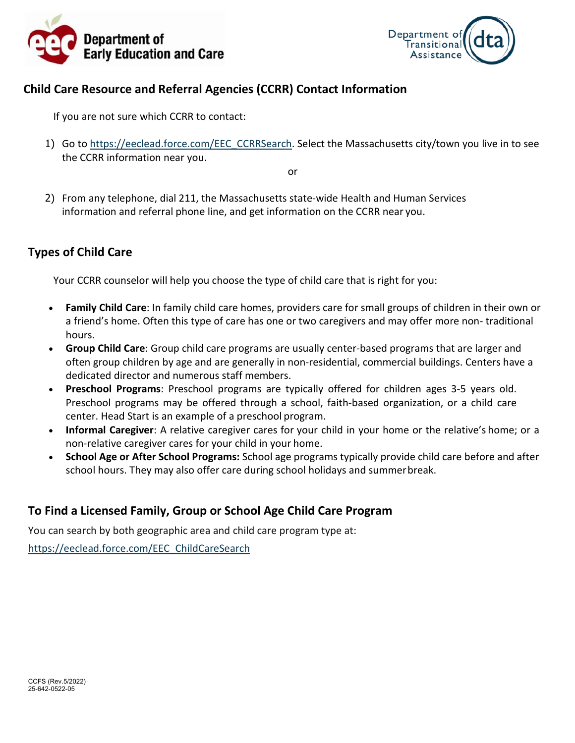Department of Early Education and Care

Department of Transitional Assistance

## Child Care Resource and Referral Agencies (CCRR) Contact Information

If you are not sure which CCRR to contact:

1) Go to https://eeclead.force.com/EEC_CCRRSearch. Select the Massachusetts city/town you live in to see the CCRR information near you.

or

2) From any telephone, dial 211, the Massachusetts state-wide Health and Human Services information and referral phone line, and get information on the CCRR near you.

## Types of Child Care

Your CCRR counselor will help you choose the type of child care that is right for you:

- **Family Child Care**: In family child care homes, providers care for small groups of children in their own or a friend's home. Often this type of care has one or two caregivers and may offer more non- traditional hours.
- **Group Child Care**: Group child care programs are usually center-based programs that are larger and often group children by age and are generally in non-residential, commercial buildings. Centers have a dedicated director and numerous staff members.
- **Preschool Programs**: Preschool programs are typically offered for children ages 3-5 years old. Preschool programs may be offered through a school, faith-based organization, or a child care center. Head Start is an example of a preschool program.
- **Informal Caregiver**: A relative caregiver cares for your child in your home or the relative's home; or a non-relative caregiver cares for your child in your home.
- **School Age or After School Programs:** School age programs typically provide child care before and after school hours. They may also offer care during school holidays and summer break.

## To Find a Licensed Family, Group or School Age Child Care Program

You can search by both geographic area and child care program type at:

https://eeclead.force.com/EEC_ChildCareSearch

CCFS (Rev.5/2022)
25-642-0522-05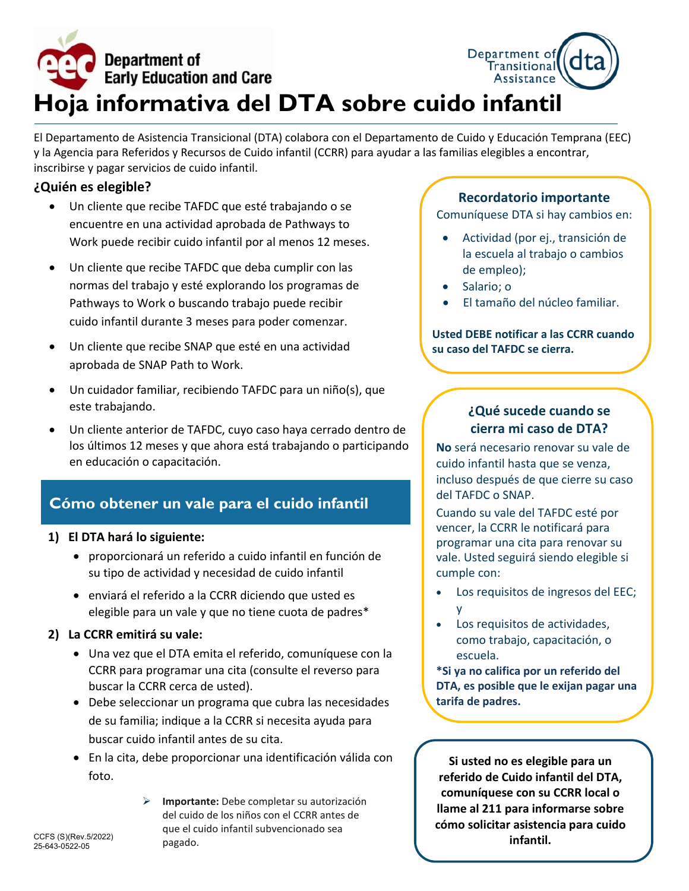Department of Early Education and Care

Department of Transitional Assistance

# Hoja informativa del DTA sobre cuido infantil

El Departamento de Asistencia Transicional (DTA) colabora con el Departamento de Cuido y Educación Temprana (EEC) y la Agencia para Referidos y Recursos de Cuido infantil (CCRR) para ayudar a las familias elegibles a encontrar, inscribirse y pagar servicios de cuido infantil.

### ¿Quién es elegible?

- Un cliente que recibe TAFDC que esté trabajando o se encuentre en una actividad aprobada de Pathways to Work puede recibir cuido infantil por al menos 12 meses.
- Un cliente que recibe TAFDC que deba cumplir con las normas del trabajo y esté explorando los programas de Pathways to Work o buscando trabajo puede recibir cuido infantil durante 3 meses para poder comenzar.
- Un cliente que recibe SNAP que esté en una actividad aprobada de SNAP Path to Work.
- Un cuidador familiar, recibiendo TAFDC para un niño(s), que este trabajando.
- Un cliente anterior de TAFDC, cuyo caso haya cerrado dentro de los últimos 12 meses y que ahora está trabajando o participando en educación o capacitación.

## Cómo obtener un vale para el cuido infantil

**1) El DTA hará lo siguiente:**

- proporcionará un referido a cuido infantil en función de su tipo de actividad y necesidad de cuido infantil
- enviará el referido a la CCRR diciendo que usted es elegible para un vale y que no tiene cuota de padres*

**2) La CCRR emitirá su vale:**

- Una vez que el DTA emita el referido, comuníquese con la CCRR para programar una cita (consulte el reverso para buscar la CCRR cerca de usted).
- Debe seleccionar un programa que cubra las necesidades de su familia; indique a la CCRR si necesita ayuda para buscar cuido infantil antes de su cita.
- En la cita, debe proporcionar una identificación válida con foto.

> **Importante:** Debe completar su autorización del cuido de los niños con el CCRR antes de que el cuido infantil subvencionado sea pagado.

### Recordatorio importante

Comuníquese DTA si hay cambios en:

- Actividad (por ej., transición de la escuela al trabajo o cambios de empleo);
- Salario; o
- El tamaño del núcleo familiar.

**Usted DEBE notificar a las CCRR cuando su caso del TAFDC se cierra.**

### ¿Qué sucede cuando se cierra mi caso de DTA?

**No** será necesario renovar su vale de cuido infantil hasta que se venza, incluso después de que cierre su caso del TAFDC o SNAP.

Cuando su vale del TAFDC esté por vencer, la CCRR le notificará para programar una cita para renovar su vale. Usted seguirá siendo elegible si cumple con:

- Los requisitos de ingresos del EEC; y
- Los requisitos de actividades, como trabajo, capacitación, o escuela.

**\*Si ya no califica por un referido del DTA, es posible que le exijan pagar una tarifa de padres.**

**Si usted no es elegible para un referido de Cuido infantil del DTA, comuníquese con su CCRR local o llame al 211 para informarse sobre cómo solicitar asistencia para cuido infantil.**

CCFS (S)(Rev.5/2022)
25-643-0522-05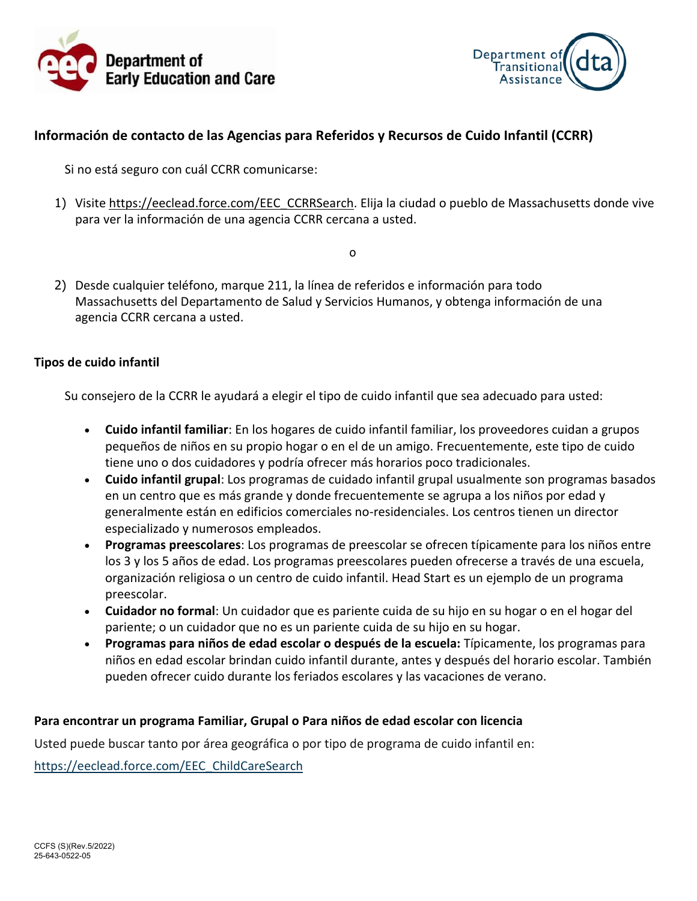Department of Early Education and Care

Department of Transitional Assistance

## Información de contacto de las Agencias para Referidos y Recursos de Cuido Infantil (CCRR)

Si no está seguro con cuál CCRR comunicarse:

1) Visite https://eeclead.force.com/EEC_CCRRSearch. Elija la ciudad o pueblo de Massachusetts donde vive para ver la información de una agencia CCRR cercana a usted.

o

2) Desde cualquier teléfono, marque 211, la línea de referidos e información para todo Massachusetts del Departamento de Salud y Servicios Humanos, y obtenga información de una agencia CCRR cercana a usted.

### Tipos de cuido infantil

Su consejero de la CCRR le ayudará a elegir el tipo de cuido infantil que sea adecuado para usted:

- **Cuido infantil familiar**: En los hogares de cuido infantil familiar, los proveedores cuidan a grupos pequeños de niños en su propio hogar o en el de un amigo. Frecuentemente, este tipo de cuido tiene uno o dos cuidadores y podría ofrecer más horarios poco tradicionales.
- **Cuido infantil grupal**: Los programas de cuidado infantil grupal usualmente son programas basados en un centro que es más grande y donde frecuentemente se agrupa a los niños por edad y generalmente están en edificios comerciales no-residenciales. Los centros tienen un director especializado y numerosos empleados.
- **Programas preescolares**: Los programas de preescolar se ofrecen típicamente para los niños entre los 3 y los 5 años de edad. Los programas preescolares pueden ofrecerse a través de una escuela, organización religiosa o un centro de cuido infantil. Head Start es un ejemplo de un programa preescolar.
- **Cuidador no formal**: Un cuidador que es pariente cuida de su hijo en su hogar o en el hogar del pariente; o un cuidador que no es un pariente cuida de su hijo en su hogar.
- **Programas para niños de edad escolar o después de la escuela:** Típicamente, los programas para niños en edad escolar brindan cuido infantil durante, antes y después del horario escolar. También pueden ofrecer cuido durante los feriados escolares y las vacaciones de verano.

### Para encontrar un programa Familiar, Grupal o Para niños de edad escolar con licencia

Usted puede buscar tanto por área geográfica o por tipo de programa de cuido infantil en:

https://eeclead.force.com/EEC_ChildCareSearch

CCFS (S)(Rev.5/2022)
25-643-0522-05